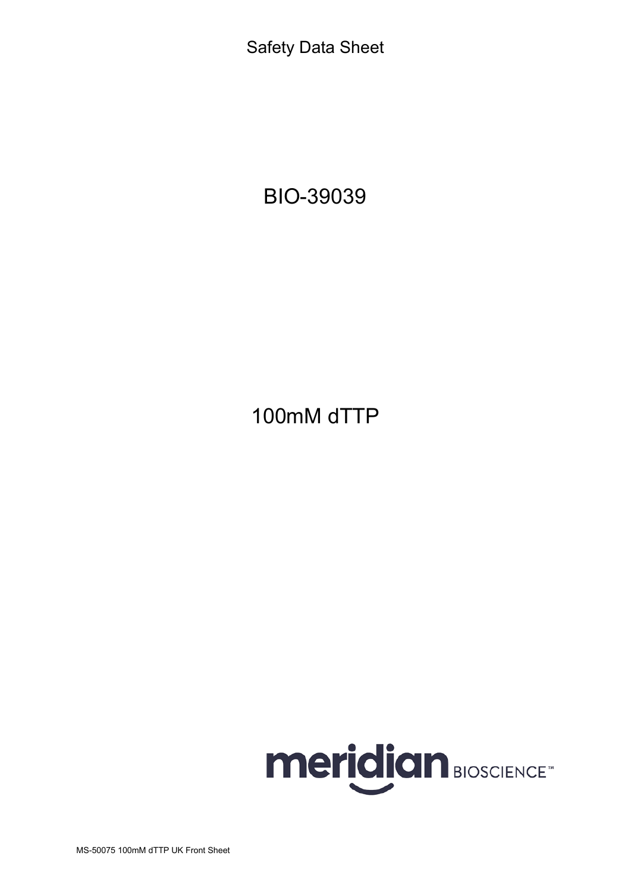Safety Data Sheet

# BIO-39039

# 100mM dTTP

meridian BIOSCIENCE™

MS-50075 100mM dTTP UK Front Sheet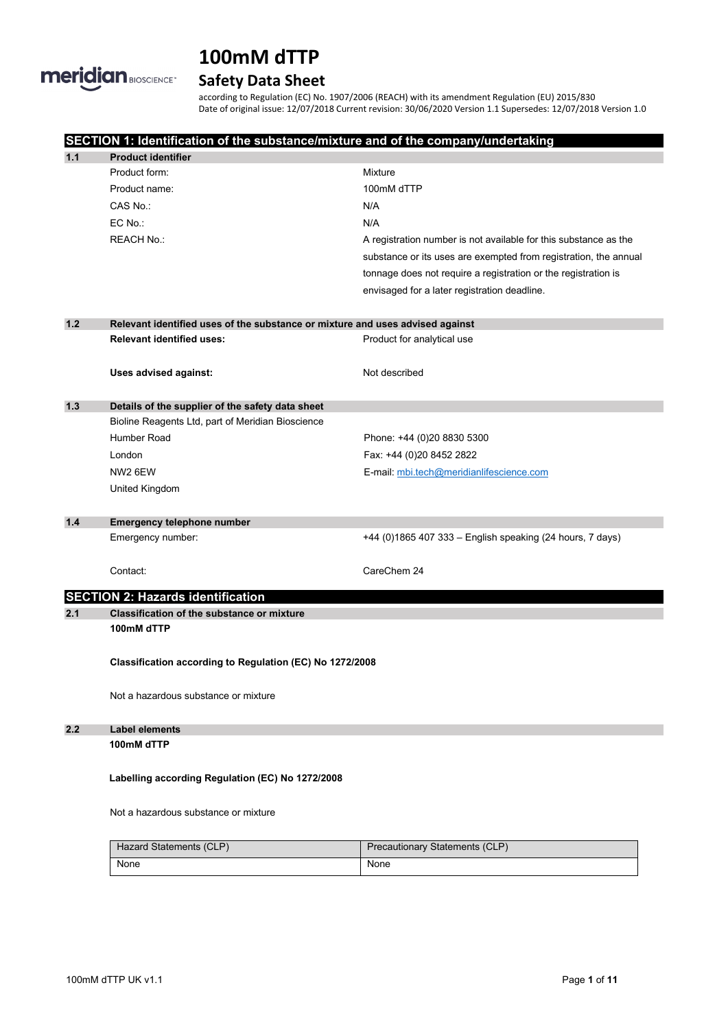# 100mM dTTP

## Safety Data Sheet

according to Regulation (EC) No. 1907/2006 (REACH) with its amendment Regulation (EU) 2015/830
Date of original issue: 12/07/2018 Current revision: 30/06/2020 Version 1.1 Supersedes: 12/07/2018 Version 1.0

## SECTION 1: Identification of the substance/mixture and of the company/undertaking

### 1.1 Product identifier

| | |
|---|---|
| Product form: | Mixture |
| Product name: | 100mM dTTP |
| CAS No.: | N/A |
| EC No.: | N/A |
| REACH No.: | A registration number is not available for this substance as the substance or its uses are exempted from registration, the annual tonnage does not require a registration or the registration is envisaged for a later registration deadline. |

### 1.2 Relevant identified uses of the substance or mixture and uses advised against

| | |
|---|---|
| **Relevant identified uses:** | Product for analytical use |
| **Uses advised against:** | Not described |

### 1.3 Details of the supplier of the safety data sheet

Bioline Reagents Ltd, part of Meridian Bioscience
Humber Road
London
NW2 6EW
United Kingdom

Phone: +44 (0)20 8830 5300
Fax: +44 (0)20 8452 2822
E-mail: mbi.tech@meridianlifescience.com

### 1.4 Emergency telephone number

| | |
|---|---|
| Emergency number: | +44 (0)1865 407 333 – English speaking (24 hours, 7 days) |
| Contact: | CareChem 24 |

## SECTION 2: Hazards identification

### 2.1 Classification of the substance or mixture

**100mM dTTP**

**Classification according to Regulation (EC) No 1272/2008**

Not a hazardous substance or mixture

### 2.2 Label elements

**100mM dTTP**

**Labelling according Regulation (EC) No 1272/2008**

Not a hazardous substance or mixture

| Hazard Statements (CLP) | Precautionary Statements (CLP) |
|---|---|
| None | None |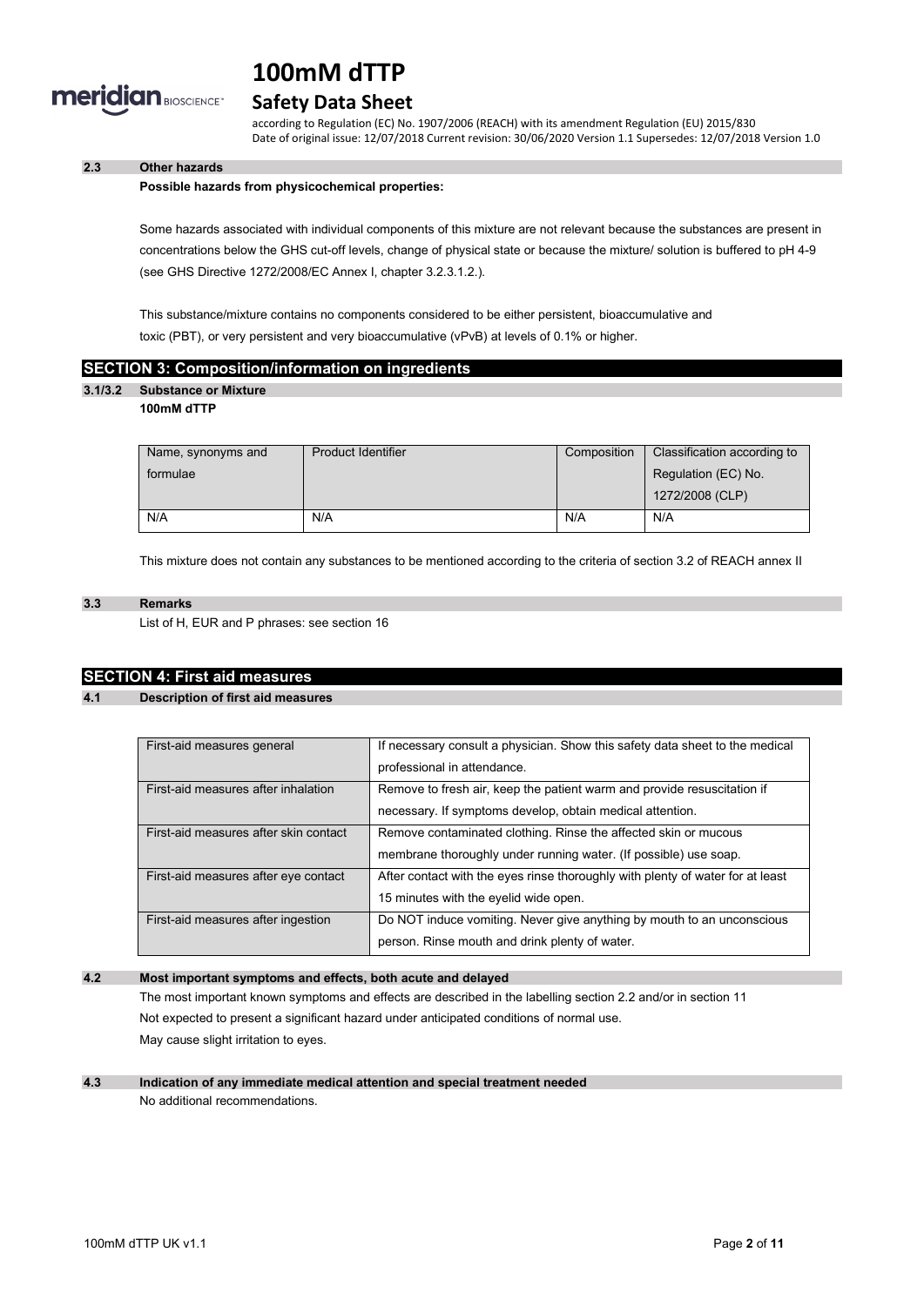#### 2.3 Other hazards

**Possible hazards from physicochemical properties:**

Some hazards associated with individual components of this mixture are not relevant because the substances are present in concentrations below the GHS cut-off levels, change of physical state or because the mixture/ solution is buffered to pH 4-9 (see GHS Directive 1272/2008/EC Annex I, chapter 3.2.3.1.2.).

This substance/mixture contains no components considered to be either persistent, bioaccumulative and toxic (PBT), or very persistent and very bioaccumulative (vPvB) at levels of 0.1% or higher.

## SECTION 3: Composition/information on ingredients

#### 3.1/3.2 Substance or Mixture

**100mM dTTP**

| Name, synonyms and formulae | Product Identifier | Composition | Classification according to Regulation (EC) No. 1272/2008 (CLP) |
|---|---|---|---|
| N/A | N/A | N/A | N/A |

This mixture does not contain any substances to be mentioned according to the criteria of section 3.2 of REACH annex II

#### 3.3 Remarks

List of H, EUR and P phrases: see section 16

## SECTION 4: First aid measures

#### 4.1 Description of first aid measures

| | |
|---|---|
| First-aid measures general | If necessary consult a physician. Show this safety data sheet to the medical professional in attendance. |
| First-aid measures after inhalation | Remove to fresh air, keep the patient warm and provide resuscitation if necessary. If symptoms develop, obtain medical attention. |
| First-aid measures after skin contact | Remove contaminated clothing. Rinse the affected skin or mucous membrane thoroughly under running water. (If possible) use soap. |
| First-aid measures after eye contact | After contact with the eyes rinse thoroughly with plenty of water for at least 15 minutes with the eyelid wide open. |
| First-aid measures after ingestion | Do NOT induce vomiting. Never give anything by mouth to an unconscious person. Rinse mouth and drink plenty of water. |

#### 4.2 Most important symptoms and effects, both acute and delayed

The most important known symptoms and effects are described in the labelling section 2.2 and/or in section 11

Not expected to present a significant hazard under anticipated conditions of normal use.

May cause slight irritation to eyes.

#### 4.3 Indication of any immediate medical attention and special treatment needed

No additional recommendations.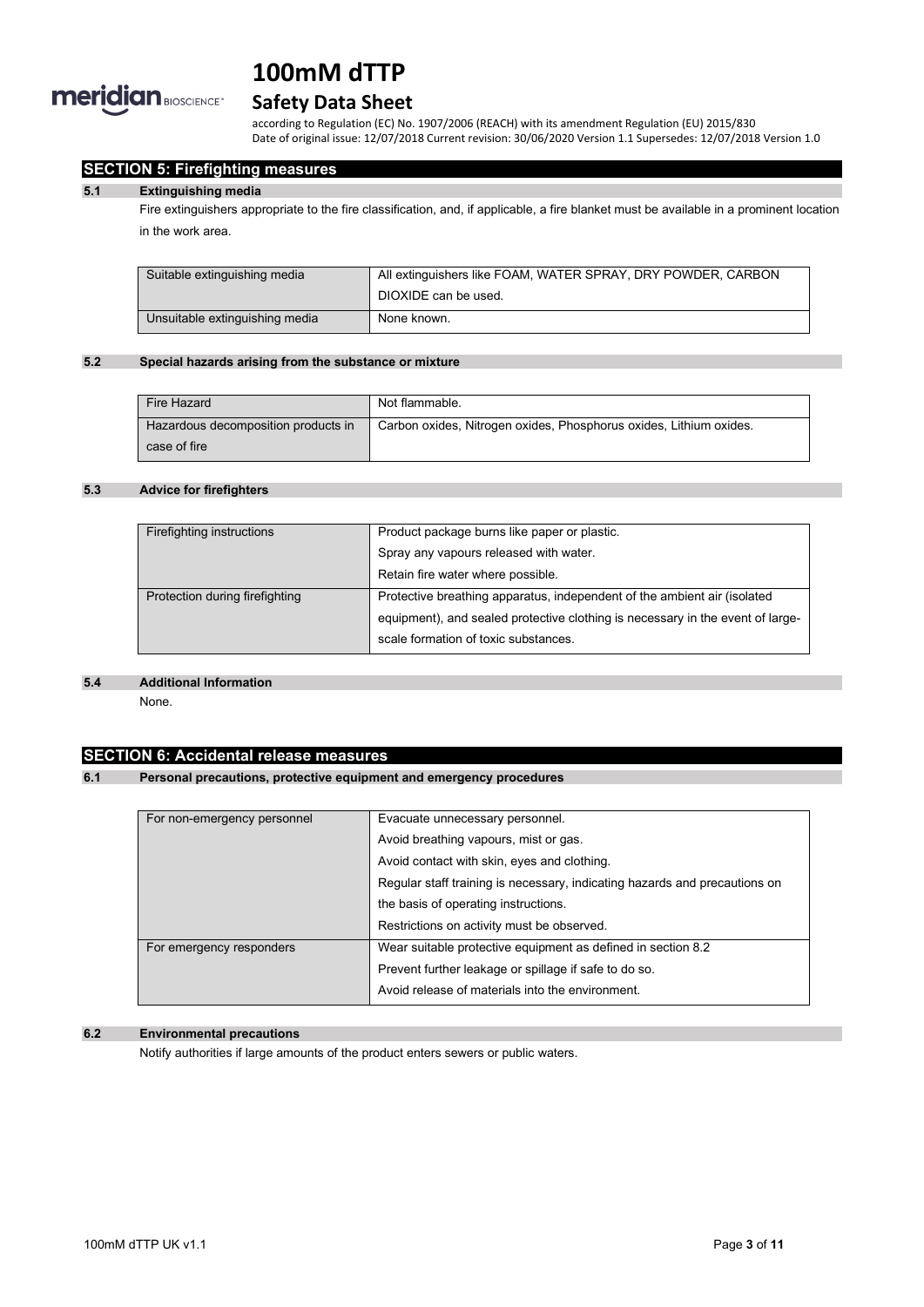## SECTION 5: Firefighting measures

### 5.1 Extinguishing media

Fire extinguishers appropriate to the fire classification, and, if applicable, a fire blanket must be available in a prominent location in the work area.

| Suitable extinguishing media | All extinguishers like FOAM, WATER SPRAY, DRY POWDER, CARBON DIOXIDE can be used. |
|---|---|
| Unsuitable extinguishing media | None known. |

### 5.2 Special hazards arising from the substance or mixture

| Fire Hazard | Not flammable. |
|---|---|
| Hazardous decomposition products in case of fire | Carbon oxides, Nitrogen oxides, Phosphorus oxides, Lithium oxides. |

### 5.3 Advice for firefighters

| Firefighting instructions | Product package burns like paper or plastic.<br>Spray any vapours released with water.<br>Retain fire water where possible. |
|---|---|
| Protection during firefighting | Protective breathing apparatus, independent of the ambient air (isolated equipment), and sealed protective clothing is necessary in the event of large-scale formation of toxic substances. |

### 5.4 Additional Information

None.

## SECTION 6: Accidental release measures

### 6.1 Personal precautions, protective equipment and emergency procedures

| For non-emergency personnel | Evacuate unnecessary personnel.<br>Avoid breathing vapours, mist or gas.<br>Avoid contact with skin, eyes and clothing.<br>Regular staff training is necessary, indicating hazards and precautions on the basis of operating instructions.<br>Restrictions on activity must be observed. |
|---|---|
| For emergency responders | Wear suitable protective equipment as defined in section 8.2<br>Prevent further leakage or spillage if safe to do so.<br>Avoid release of materials into the environment. |

### 6.2 Environmental precautions

Notify authorities if large amounts of the product enters sewers or public waters.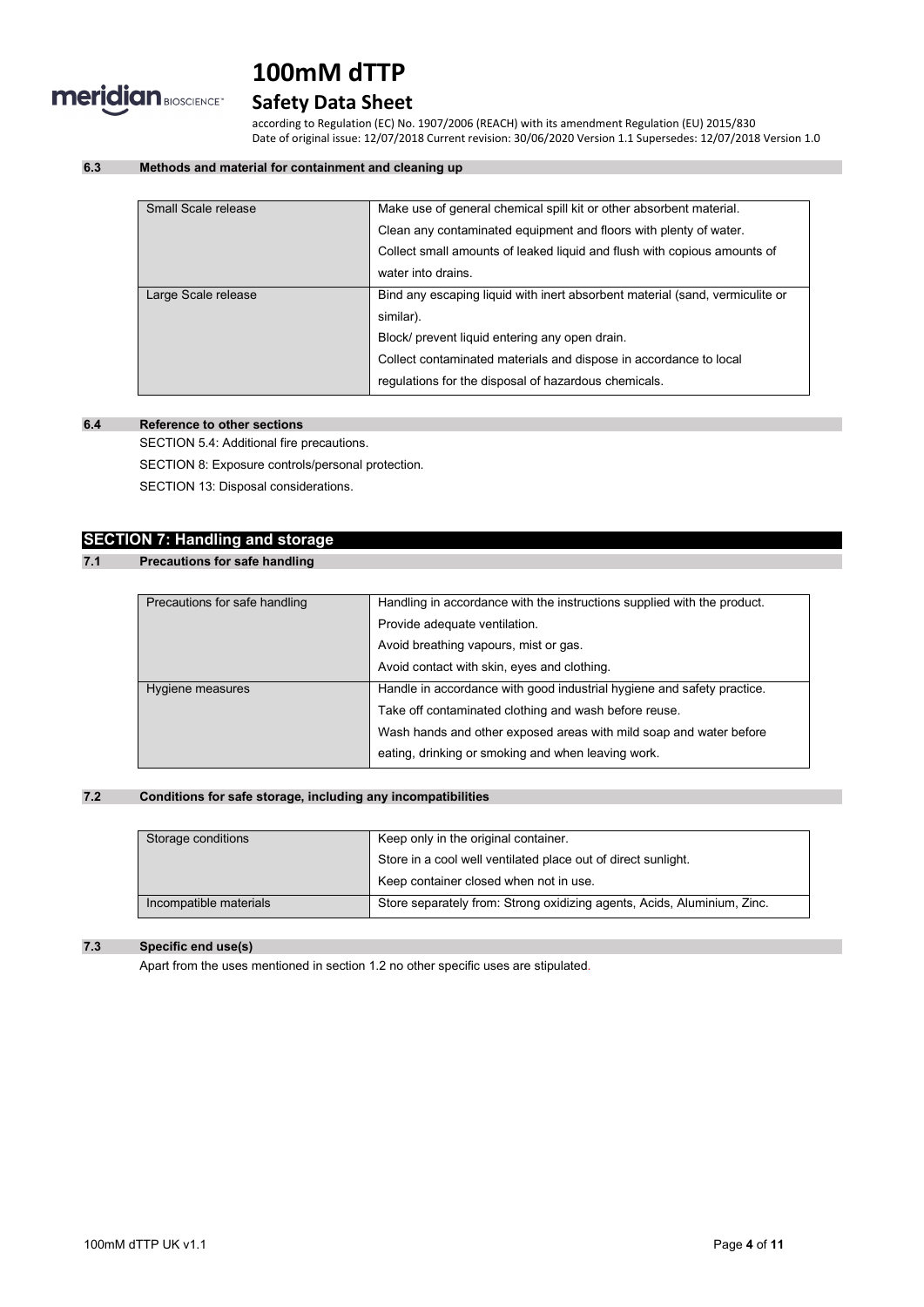### 6.3 Methods and material for containment and cleaning up

| | |
|---|---|
| Small Scale release | Make use of general chemical spill kit or other absorbent material. Clean any contaminated equipment and floors with plenty of water. Collect small amounts of leaked liquid and flush with copious amounts of water into drains. |
| Large Scale release | Bind any escaping liquid with inert absorbent material (sand, vermiculite or similar). Block/ prevent liquid entering any open drain. Collect contaminated materials and dispose in accordance to local regulations for the disposal of hazardous chemicals. |

### 6.4 Reference to other sections

SECTION 5.4: Additional fire precautions.

SECTION 8: Exposure controls/personal protection.

SECTION 13: Disposal considerations.

## SECTION 7: Handling and storage

### 7.1 Precautions for safe handling

| | |
|---|---|
| Precautions for safe handling | Handling in accordance with the instructions supplied with the product. Provide adequate ventilation. Avoid breathing vapours, mist or gas. Avoid contact with skin, eyes and clothing. |
| Hygiene measures | Handle in accordance with good industrial hygiene and safety practice. Take off contaminated clothing and wash before reuse. Wash hands and other exposed areas with mild soap and water before eating, drinking or smoking and when leaving work. |

### 7.2 Conditions for safe storage, including any incompatibilities

| | |
|---|---|
| Storage conditions | Keep only in the original container. Store in a cool well ventilated place out of direct sunlight. Keep container closed when not in use. |
| Incompatible materials | Store separately from: Strong oxidizing agents, Acids, Aluminium, Zinc. |

### 7.3 Specific end use(s)

Apart from the uses mentioned in section 1.2 no other specific uses are stipulated.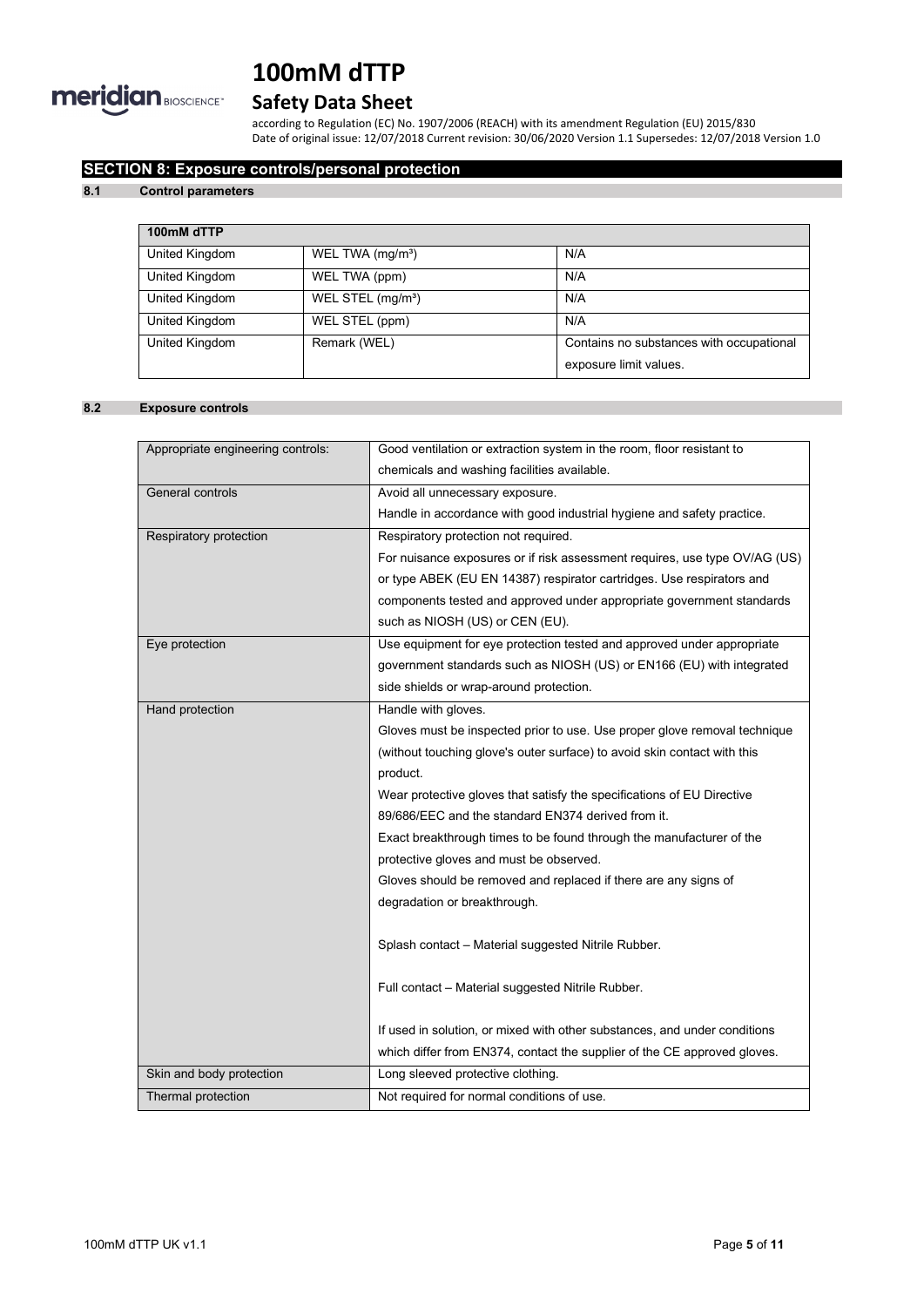## SECTION 8: Exposure controls/personal protection

### 8.1 Control parameters

| 100mM dTTP | | |
|---|---|---|
| United Kingdom | WEL TWA (mg/m³) | N/A |
| United Kingdom | WEL TWA (ppm) | N/A |
| United Kingdom | WEL STEL (mg/m³) | N/A |
| United Kingdom | WEL STEL (ppm) | N/A |
| United Kingdom | Remark (WEL) | Contains no substances with occupational exposure limit values. |

### 8.2 Exposure controls

| | |
|---|---|
| Appropriate engineering controls: | Good ventilation or extraction system in the room, floor resistant to chemicals and washing facilities available. |
| General controls | Avoid all unnecessary exposure.<br>Handle in accordance with good industrial hygiene and safety practice. |
| Respiratory protection | Respiratory protection not required.<br>For nuisance exposures or if risk assessment requires, use type OV/AG (US) or type ABEK (EU EN 14387) respirator cartridges. Use respirators and components tested and approved under appropriate government standards such as NIOSH (US) or CEN (EU). |
| Eye protection | Use equipment for eye protection tested and approved under appropriate government standards such as NIOSH (US) or EN166 (EU) with integrated side shields or wrap-around protection. |
| Hand protection | Handle with gloves.<br>Gloves must be inspected prior to use. Use proper glove removal technique (without touching glove's outer surface) to avoid skin contact with this product.<br>Wear protective gloves that satisfy the specifications of EU Directive 89/686/EEC and the standard EN374 derived from it.<br>Exact breakthrough times to be found through the manufacturer of the protective gloves and must be observed.<br>Gloves should be removed and replaced if there are any signs of degradation or breakthrough.<br><br>Splash contact – Material suggested Nitrile Rubber.<br><br>Full contact – Material suggested Nitrile Rubber.<br><br>If used in solution, or mixed with other substances, and under conditions which differ from EN374, contact the supplier of the CE approved gloves. |
| Skin and body protection | Long sleeved protective clothing. |
| Thermal protection | Not required for normal conditions of use. |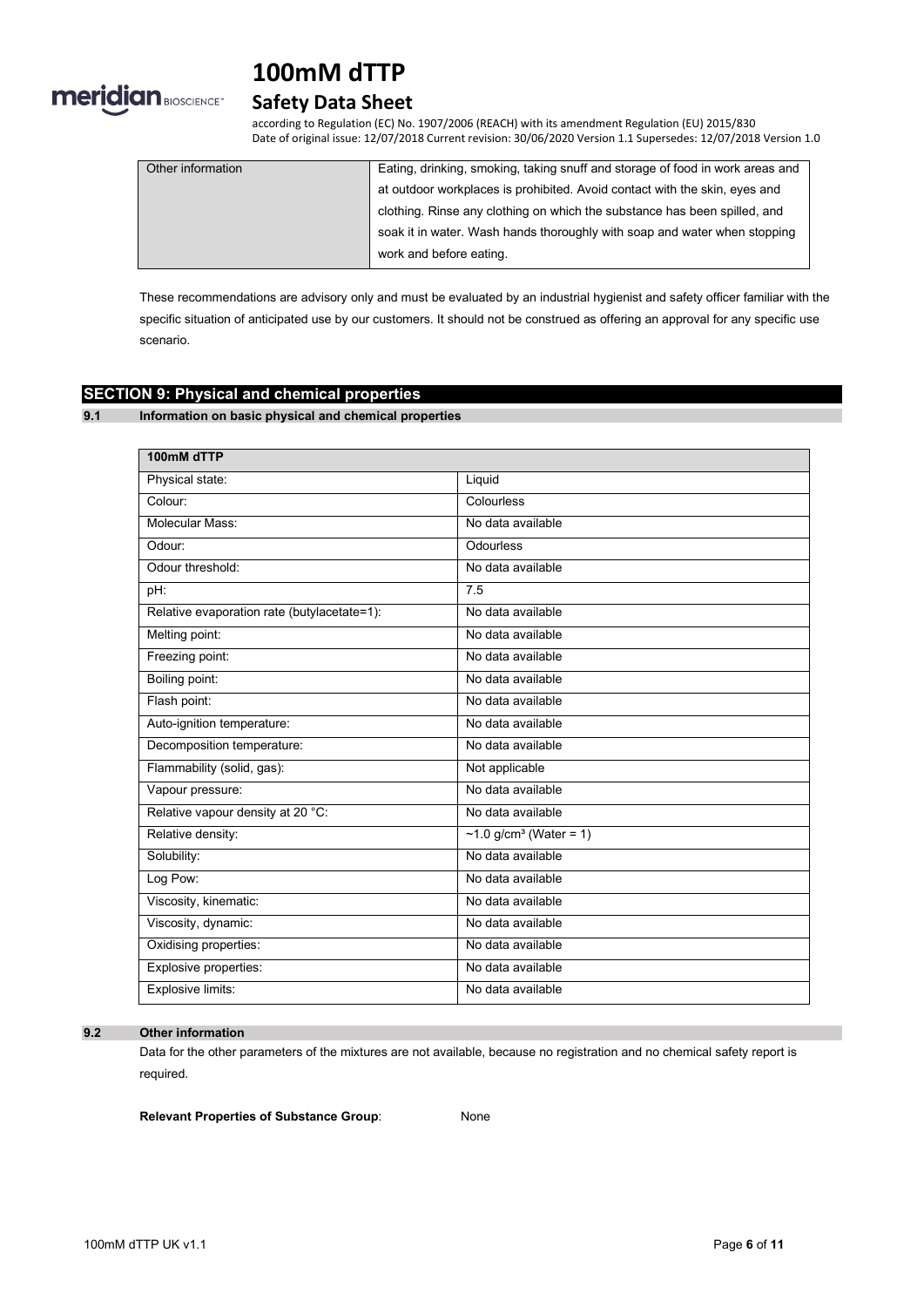| Other information | Eating, drinking, smoking, taking snuff and storage of food in work areas and at outdoor workplaces is prohibited. Avoid contact with the skin, eyes and clothing. Rinse any clothing on which the substance has been spilled, and soak it in water. Wash hands thoroughly with soap and water when stopping work and before eating. |
|---|---|

These recommendations are advisory only and must be evaluated by an industrial hygienist and safety officer familiar with the specific situation of anticipated use by our customers. It should not be construed as offering an approval for any specific use scenario.

## SECTION 9: Physical and chemical properties

### 9.1 Information on basic physical and chemical properties

| 100mM dTTP | |
|---|---|
| Physical state: | Liquid |
| Colour: | Colourless |
| Molecular Mass: | No data available |
| Odour: | Odourless |
| Odour threshold: | No data available |
| pH: | 7.5 |
| Relative evaporation rate (butylacetate=1): | No data available |
| Melting point: | No data available |
| Freezing point: | No data available |
| Boiling point: | No data available |
| Flash point: | No data available |
| Auto-ignition temperature: | No data available |
| Decomposition temperature: | No data available |
| Flammability (solid, gas): | Not applicable |
| Vapour pressure: | No data available |
| Relative vapour density at 20 °C: | No data available |
| Relative density: | ~1.0 g/cm³ (Water = 1) |
| Solubility: | No data available |
| Log Pow: | No data available |
| Viscosity, kinematic: | No data available |
| Viscosity, dynamic: | No data available |
| Oxidising properties: | No data available |
| Explosive properties: | No data available |
| Explosive limits: | No data available |

### 9.2 Other information

Data for the other parameters of the mixtures are not available, because no registration and no chemical safety report is required.

**Relevant Properties of Substance Group**: None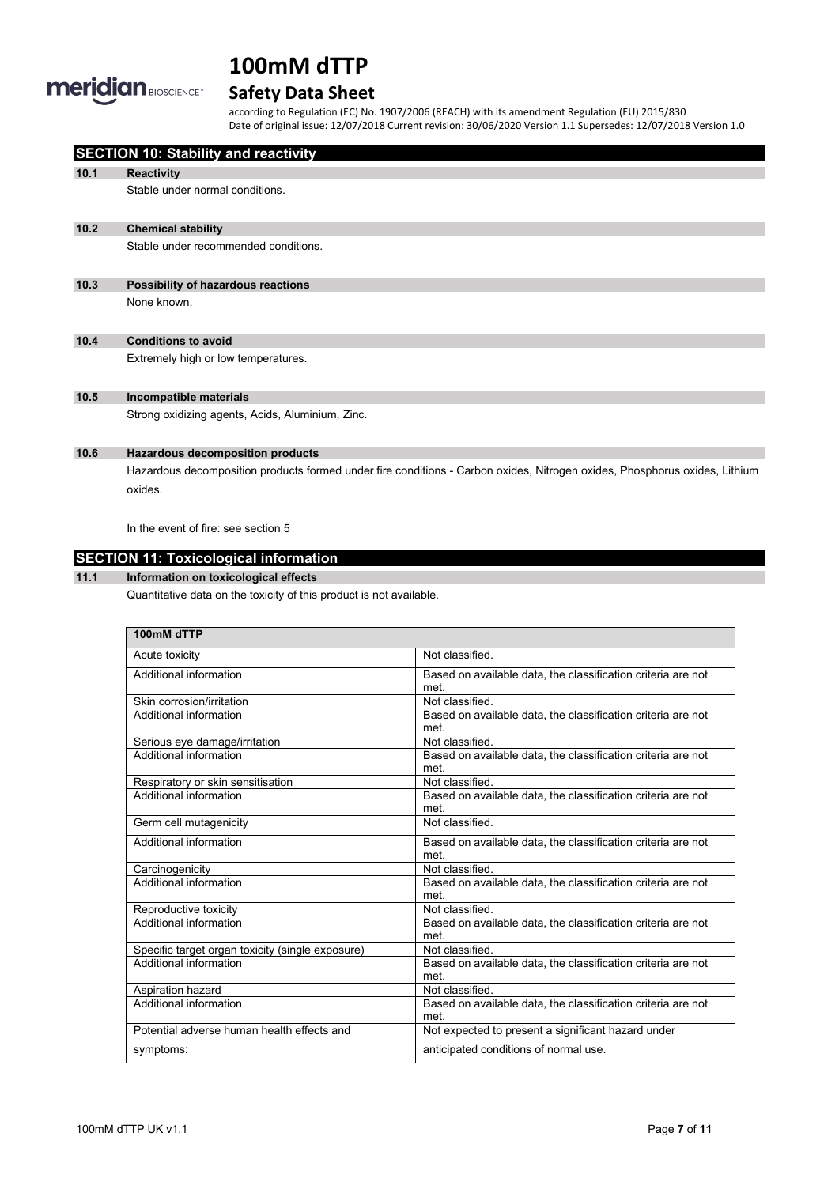## SECTION 10: Stability and reactivity

### 10.1 Reactivity

Stable under normal conditions.

### 10.2 Chemical stability

Stable under recommended conditions.

### 10.3 Possibility of hazardous reactions

None known.

### 10.4 Conditions to avoid

Extremely high or low temperatures.

### 10.5 Incompatible materials

Strong oxidizing agents, Acids, Aluminium, Zinc.

### 10.6 Hazardous decomposition products

Hazardous decomposition products formed under fire conditions - Carbon oxides, Nitrogen oxides, Phosphorus oxides, Lithium oxides.

In the event of fire: see section 5

## SECTION 11: Toxicological information

### 11.1 Information on toxicological effects

Quantitative data on the toxicity of this product is not available.

| 100mM dTTP | |
|---|---|
| Acute toxicity | Not classified. |
| Additional information | Based on available data, the classification criteria are not met. |
| Skin corrosion/irritation | Not classified. |
| Additional information | Based on available data, the classification criteria are not met. |
| Serious eye damage/irritation | Not classified. |
| Additional information | Based on available data, the classification criteria are not met. |
| Respiratory or skin sensitisation | Not classified. |
| Additional information | Based on available data, the classification criteria are not met. |
| Germ cell mutagenicity | Not classified. |
| Additional information | Based on available data, the classification criteria are not met. |
| Carcinogenicity | Not classified. |
| Additional information | Based on available data, the classification criteria are not met. |
| Reproductive toxicity | Not classified. |
| Additional information | Based on available data, the classification criteria are not met. |
| Specific target organ toxicity (single exposure) | Not classified. |
| Additional information | Based on available data, the classification criteria are not met. |
| Aspiration hazard | Not classified. |
| Additional information | Based on available data, the classification criteria are not met. |
| Potential adverse human health effects and symptoms: | Not expected to present a significant hazard under anticipated conditions of normal use. |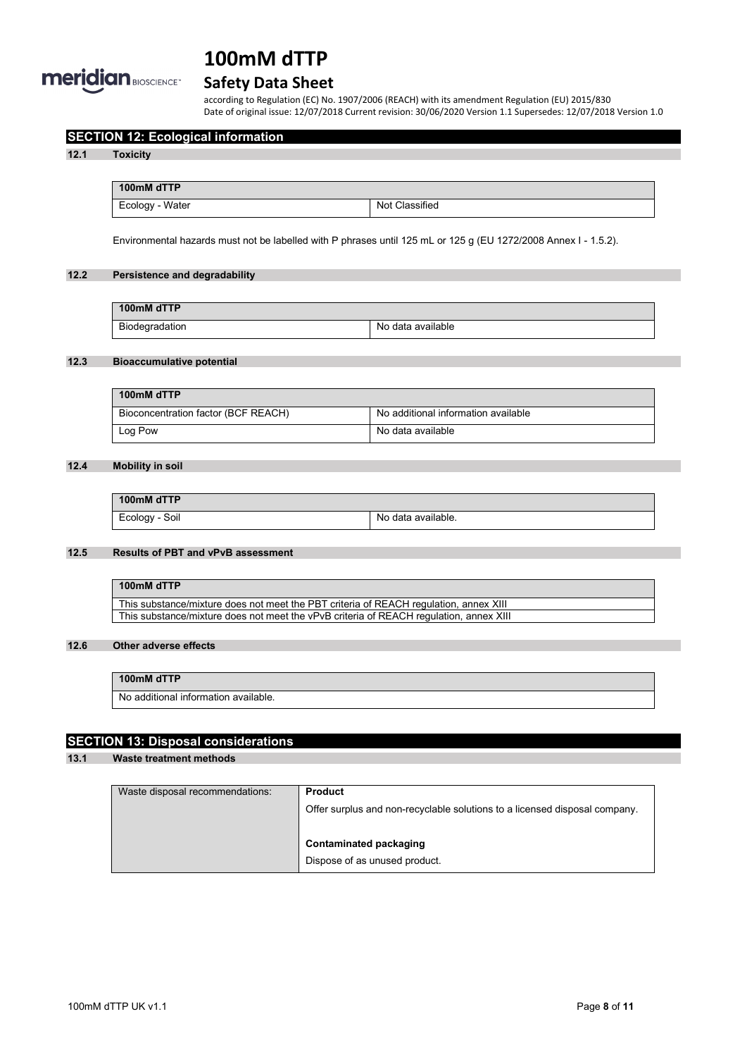## SECTION 12: Ecological information

### 12.1 Toxicity

| 100mM dTTP | |
|---|---|
| Ecology - Water | Not Classified |

Environmental hazards must not be labelled with P phrases until 125 mL or 125 g (EU 1272/2008 Annex I - 1.5.2).

### 12.2 Persistence and degradability

| 100mM dTTP | |
|---|---|
| Biodegradation | No data available |

### 12.3 Bioaccumulative potential

| 100mM dTTP | |
|---|---|
| Bioconcentration factor (BCF REACH) | No additional information available |
| Log Pow | No data available |

### 12.4 Mobility in soil

| 100mM dTTP | |
|---|---|
| Ecology - Soil | No data available. |

### 12.5 Results of PBT and vPvB assessment

| 100mM dTTP |
|---|
| This substance/mixture does not meet the PBT criteria of REACH regulation, annex XIII |
| This substance/mixture does not meet the vPvB criteria of REACH regulation, annex XIII |

### 12.6 Other adverse effects

| 100mM dTTP |
|---|
| No additional information available. |

## SECTION 13: Disposal considerations

### 13.1 Waste treatment methods

| Waste disposal recommendations: | **Product**<br>Offer surplus and non-recyclable solutions to a licensed disposal company.<br><br>**Contaminated packaging**<br>Dispose of as unused product. |
|---|---|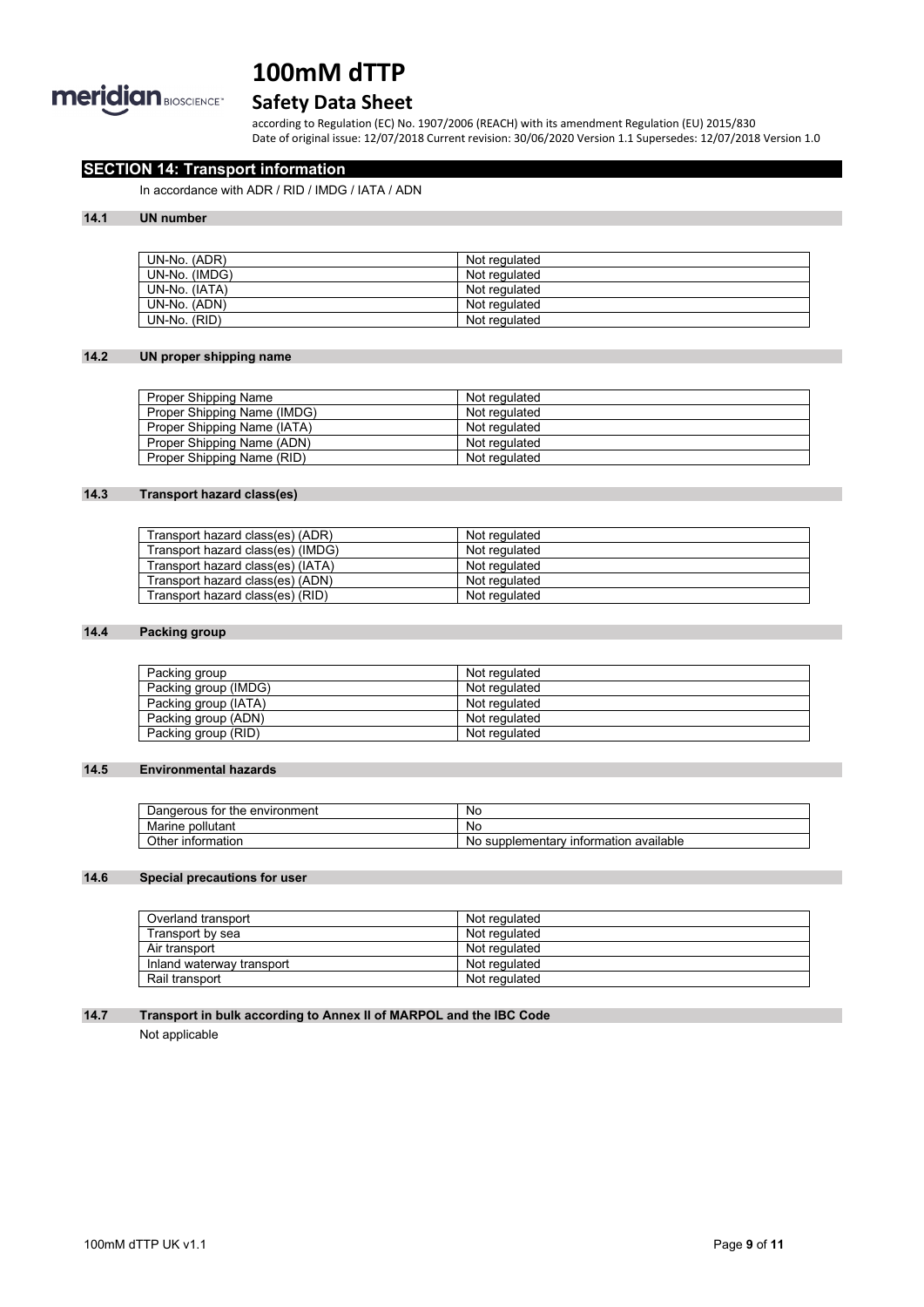## SECTION 14: Transport information

In accordance with ADR / RID / IMDG / IATA / ADN

### 14.1 UN number

| | |
|---|---|
| UN-No. (ADR) | Not regulated |
| UN-No. (IMDG) | Not regulated |
| UN-No. (IATA) | Not regulated |
| UN-No. (ADN) | Not regulated |
| UN-No. (RID) | Not regulated |

### 14.2 UN proper shipping name

| | |
|---|---|
| Proper Shipping Name | Not regulated |
| Proper Shipping Name (IMDG) | Not regulated |
| Proper Shipping Name (IATA) | Not regulated |
| Proper Shipping Name (ADN) | Not regulated |
| Proper Shipping Name (RID) | Not regulated |

### 14.3 Transport hazard class(es)

| | |
|---|---|
| Transport hazard class(es) (ADR) | Not regulated |
| Transport hazard class(es) (IMDG) | Not regulated |
| Transport hazard class(es) (IATA) | Not regulated |
| Transport hazard class(es) (ADN) | Not regulated |
| Transport hazard class(es) (RID) | Not regulated |

### 14.4 Packing group

| | |
|---|---|
| Packing group | Not regulated |
| Packing group (IMDG) | Not regulated |
| Packing group (IATA) | Not regulated |
| Packing group (ADN) | Not regulated |
| Packing group (RID) | Not regulated |

### 14.5 Environmental hazards

| | |
|---|---|
| Dangerous for the environment | No |
| Marine pollutant | No |
| Other information | No supplementary information available |

### 14.6 Special precautions for user

| | |
|---|---|
| Overland transport | Not regulated |
| Transport by sea | Not regulated |
| Air transport | Not regulated |
| Inland waterway transport | Not regulated |
| Rail transport | Not regulated |

### 14.7 Transport in bulk according to Annex II of MARPOL and the IBC Code

Not applicable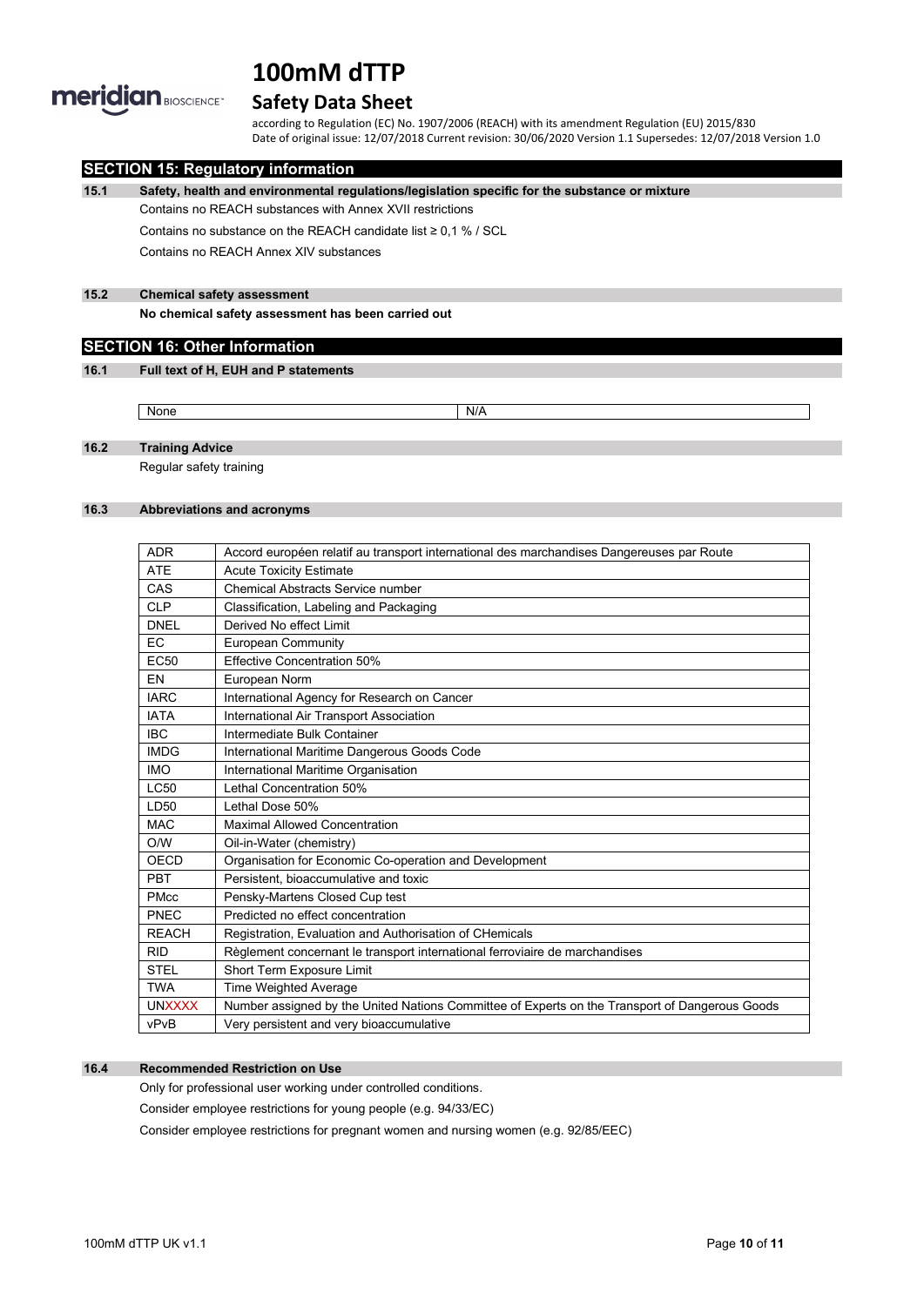## SECTION 15: Regulatory information

### 15.1 Safety, health and environmental regulations/legislation specific for the substance or mixture

Contains no REACH substances with Annex XVII restrictions

Contains no substance on the REACH candidate list ≥ 0,1 % / SCL

Contains no REACH Annex XIV substances

### 15.2 Chemical safety assessment

**No chemical safety assessment has been carried out**

## SECTION 16: Other Information

### 16.1 Full text of H, EUH and P statements

| None | N/A |
|---|---|

### 16.2 Training Advice

Regular safety training

### 16.3 Abbreviations and acronyms

| | |
|---|---|
| ADR | Accord européen relatif au transport international des marchandises Dangereuses par Route |
| ATE | Acute Toxicity Estimate |
| CAS | Chemical Abstracts Service number |
| CLP | Classification, Labeling and Packaging |
| DNEL | Derived No effect Limit |
| EC | European Community |
| EC50 | Effective Concentration 50% |
| EN | European Norm |
| IARC | International Agency for Research on Cancer |
| IATA | International Air Transport Association |
| IBC | Intermediate Bulk Container |
| IMDG | International Maritime Dangerous Goods Code |
| IMO | International Maritime Organisation |
| LC50 | Lethal Concentration 50% |
| LD50 | Lethal Dose 50% |
| MAC | Maximal Allowed Concentration |
| O/W | Oil-in-Water (chemistry) |
| OECD | Organisation for Economic Co-operation and Development |
| PBT | Persistent, bioaccumulative and toxic |
| PMcc | Pensky-Martens Closed Cup test |
| PNEC | Predicted no effect concentration |
| REACH | Registration, Evaluation and Authorisation of CHemicals |
| RID | Règlement concernant le transport international ferroviaire de marchandises |
| STEL | Short Term Exposure Limit |
| TWA | Time Weighted Average |
| UNXXXX | Number assigned by the United Nations Committee of Experts on the Transport of Dangerous Goods |
| vPvB | Very persistent and very bioaccumulative |

### 16.4 Recommended Restriction on Use

Only for professional user working under controlled conditions.

Consider employee restrictions for young people (e.g. 94/33/EC)

Consider employee restrictions for pregnant women and nursing women (e.g. 92/85/EEC)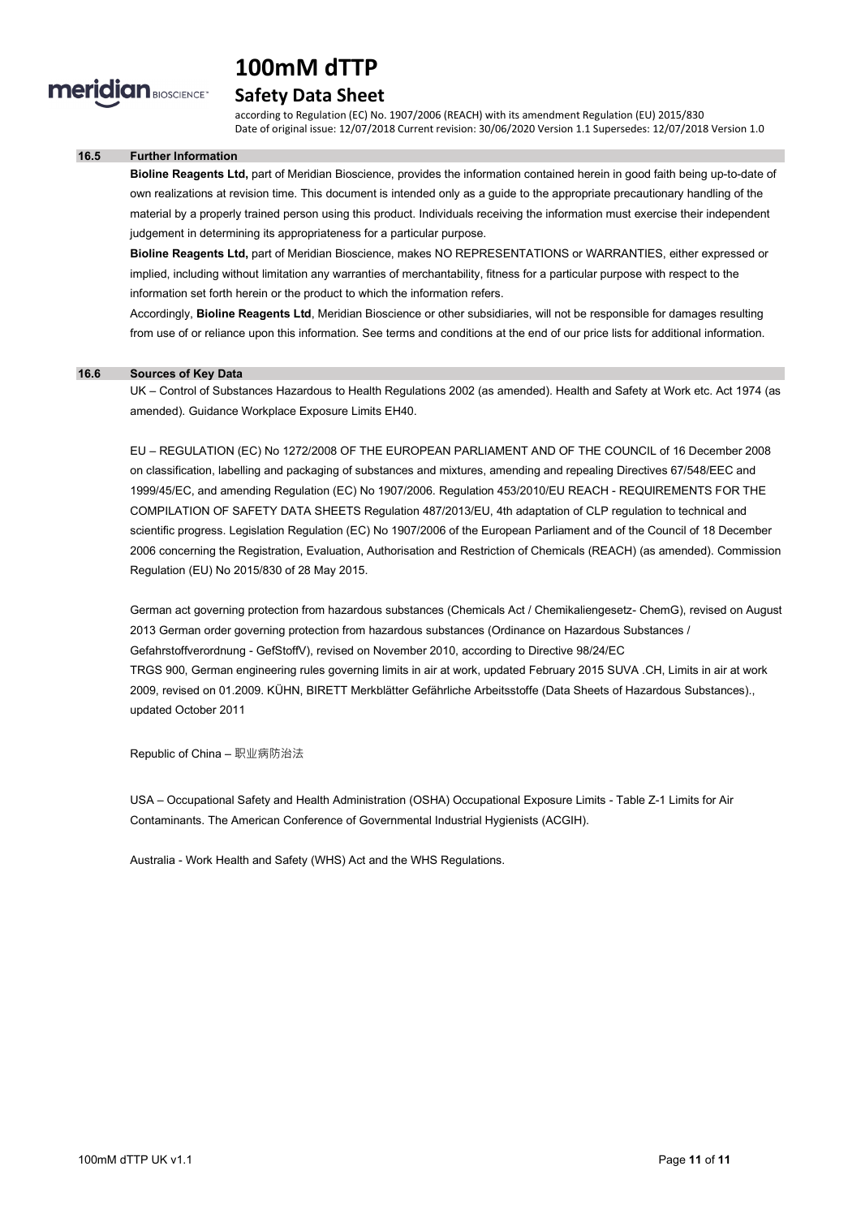### 16.5 Further Information

**Bioline Reagents Ltd,** part of Meridian Bioscience, provides the information contained herein in good faith being up-to-date of own realizations at revision time. This document is intended only as a guide to the appropriate precautionary handling of the material by a properly trained person using this product. Individuals receiving the information must exercise their independent judgement in determining its appropriateness for a particular purpose.

**Bioline Reagents Ltd,** part of Meridian Bioscience, makes NO REPRESENTATIONS or WARRANTIES, either expressed or implied, including without limitation any warranties of merchantability, fitness for a particular purpose with respect to the information set forth herein or the product to which the information refers.

Accordingly, **Bioline Reagents Ltd**, Meridian Bioscience or other subsidiaries, will not be responsible for damages resulting from use of or reliance upon this information. See terms and conditions at the end of our price lists for additional information.

### 16.6 Sources of Key Data

UK – Control of Substances Hazardous to Health Regulations 2002 (as amended). Health and Safety at Work etc. Act 1974 (as amended). Guidance Workplace Exposure Limits EH40.

EU – REGULATION (EC) No 1272/2008 OF THE EUROPEAN PARLIAMENT AND OF THE COUNCIL of 16 December 2008 on classification, labelling and packaging of substances and mixtures, amending and repealing Directives 67/548/EEC and 1999/45/EC, and amending Regulation (EC) No 1907/2006. Regulation 453/2010/EU REACH - REQUIREMENTS FOR THE COMPILATION OF SAFETY DATA SHEETS Regulation 487/2013/EU, 4th adaptation of CLP regulation to technical and scientific progress. Legislation Regulation (EC) No 1907/2006 of the European Parliament and of the Council of 18 December 2006 concerning the Registration, Evaluation, Authorisation and Restriction of Chemicals (REACH) (as amended). Commission Regulation (EU) No 2015/830 of 28 May 2015.

German act governing protection from hazardous substances (Chemicals Act / Chemikaliengesetz- ChemG), revised on August 2013 German order governing protection from hazardous substances (Ordinance on Hazardous Substances / Gefahrstoffverordnung - GefStoffV), revised on November 2010, according to Directive 98/24/EC
TRGS 900, German engineering rules governing limits in air at work, updated February 2015 SUVA .CH, Limits in air at work 2009, revised on 01.2009. KÜHN, BIRETT Merkblätter Gefährliche Arbeitsstoffe (Data Sheets of Hazardous Substances)., updated October 2011

Republic of China – 职业病防治法

USA – Occupational Safety and Health Administration (OSHA) Occupational Exposure Limits - Table Z-1 Limits for Air Contaminants. The American Conference of Governmental Industrial Hygienists (ACGIH).

Australia - Work Health and Safety (WHS) Act and the WHS Regulations.